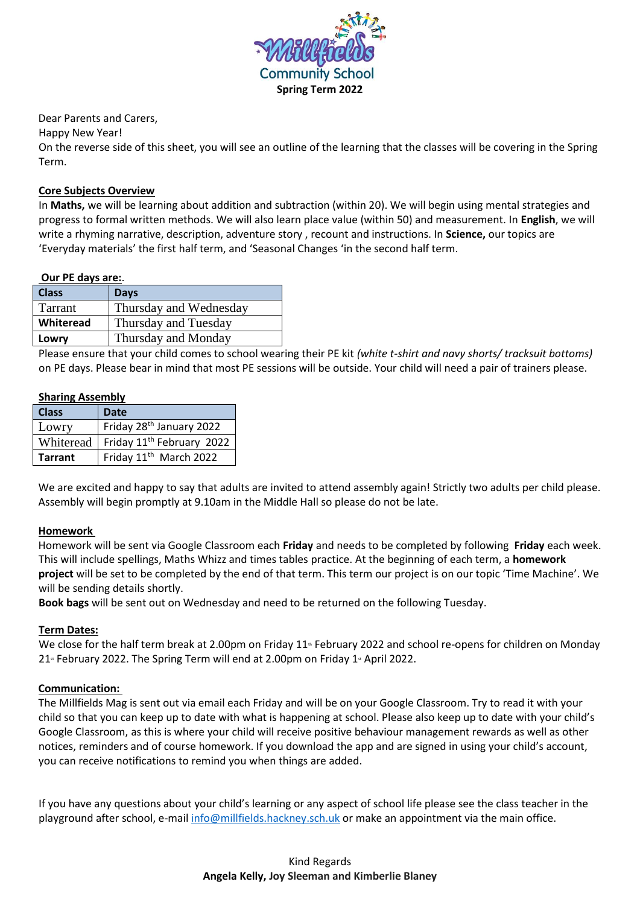# Millfields Community School

**Spring Term 2022**

Dear Parents and Carers,

Happy New Year!

On the reverse side of this sheet, you will see an outline of the learning that the classes will be covering in the Spring Term.

**Core Subjects Overview**

In **Maths,** we will be learning about addition and subtraction (within 20). We will begin using mental strategies and progress to formal written methods. We will also learn place value (within 50) and measurement. In **English**, we will write a rhyming narrative, description, adventure story , recount and instructions. In **Science,** our topics are 'Everyday materials' the first half term, and 'Seasonal Changes 'in the second half term.

**Our PE days are:**.

| Class | Days |
|---|---|
| Tarrant | Thursday and Wednesday |
| Whiteread | Thursday and Tuesday |
| Lowry | Thursday and Monday |

Please ensure that your child comes to school wearing their PE kit *(white t-shirt and navy shorts/ tracksuit bottoms)* on PE days. Please bear in mind that most PE sessions will be outside. Your child will need a pair of trainers please.

**Sharing Assembly**

| Class | Date |
|---|---|
| Lowry | Friday 28th January 2022 |
| Whiteread | Friday 11th February 2022 |
| Tarrant | Friday 11th March 2022 |

We are excited and happy to say that adults are invited to attend assembly again! Strictly two adults per child please. Assembly will begin promptly at 9.10am in the Middle Hall so please do not be late.

**Homework**

Homework will be sent via Google Classroom each **Friday** and needs to be completed by following **Friday** each week. This will include spellings, Maths Whizz and times tables practice. At the beginning of each term, a **homework project** will be set to be completed by the end of that term. This term our project is on our topic 'Time Machine'. We will be sending details shortly.

**Book bags** will be sent out on Wednesday and need to be returned on the following Tuesday.

**Term Dates:**

We close for the half term break at 2.00pm on Friday 11th February 2022 and school re-opens for children on Monday 21st February 2022. The Spring Term will end at 2.00pm on Friday 1st April 2022.

**Communication:**

The Millfields Mag is sent out via email each Friday and will be on your Google Classroom. Try to read it with your child so that you can keep up to date with what is happening at school. Please also keep up to date with your child's Google Classroom, as this is where your child will receive positive behaviour management rewards as well as other notices, reminders and of course homework. If you download the app and are signed in using your child's account, you can receive notifications to remind you when things are added.

If you have any questions about your child's learning or any aspect of school life please see the class teacher in the playground after school, e-mail info@millfields.hackney.sch.uk or make an appointment via the main office.

Kind Regards

**Angela Kelly, Joy Sleeman and Kimberlie Blaney**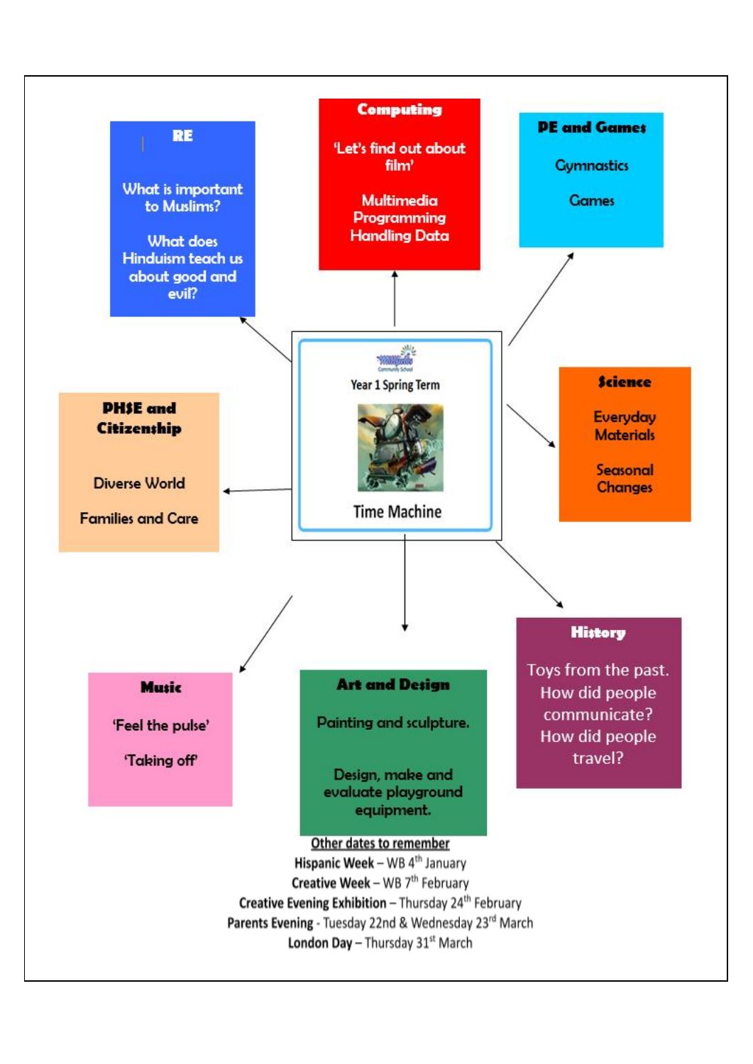# Year 1 Spring Term

## Time Machine

### RE

What is important to Muslims?

What does Hinduism teach us about good and evil?

### Computing

'Let's find out about film'

Multimedia
Programming
Handling Data

### PE and Games

Gymnastics

Games

### PHSE and Citizenship

Diverse World

Families and Care

### Science

Everyday Materials

Seasonal Changes

### Music

'Feel the pulse'

'Taking off'

### Art and Design

Painting and sculpture.

Design, make and evaluate playground equipment.

### History

Toys from the past.
How did people communicate?
How did people travel?

**Other dates to remember**

**Hispanic Week** – WB 4th January
**Creative Week** – WB 7th February
**Creative Evening Exhibition** – Thursday 24th February
**Parents Evening** - Tuesday 22nd & Wednesday 23rd March
**London Day** – Thursday 31st March